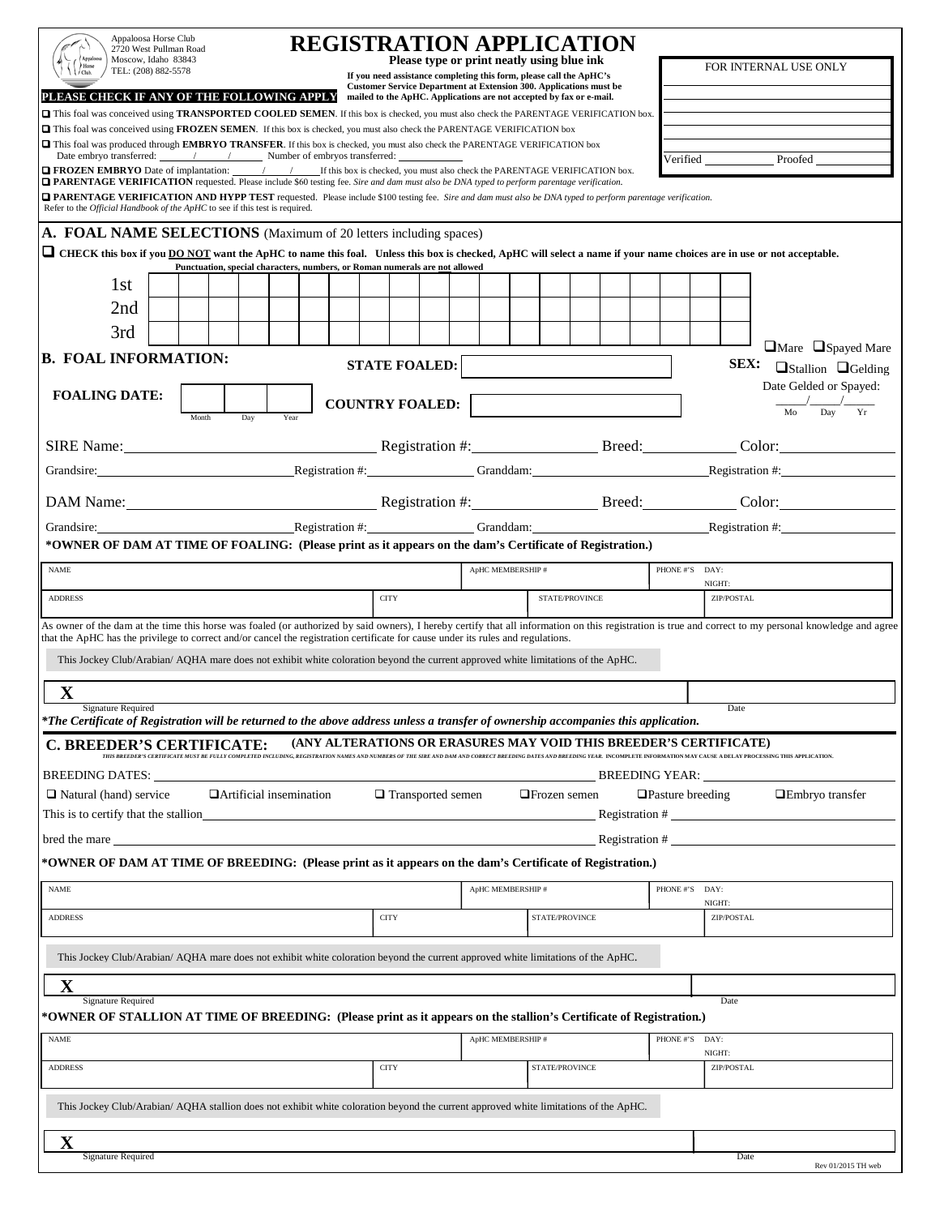Appaloosa Horse Club
2720 West Pullman Road
Moscow, Idaho 83843
TEL: (208) 882-5578

# REGISTRATION APPLICATION

**Please type or print neatly using blue ink**

**If you need assistance completing this form, please call the ApHC's Customer Service Department at Extension 300. Applications must be mailed to the ApHC. Applications are not accepted by fax or e-mail.**

| FOR INTERNAL USE ONLY |
|---|
| |
| |
| |
| |
| |
| Verified ________ Proofed ________ |

**PLEASE CHECK IF ANY OF THE FOLLOWING APPLY**

- ❑ This foal was conceived using **TRANSPORTED COOLED SEMEN**. If this box is checked, you must also check the PARENTAGE VERIFICATION box.
- ❑ This foal was conceived using **FROZEN SEMEN**. If this box is checked, you must also check the PARENTAGE VERIFICATION box
- ❑ This foal was produced through **EMBRYO TRANSFER**. If this box is checked, you must also check the PARENTAGE VERIFICATION box
  Date embryo transferred: ____/____/____ Number of embryos transferred: ________
- ❑ **FROZEN EMBRYO** Date of implantation: ____/____/____ If this box is checked, you must also check the PARENTAGE VERIFICATION box.
- ❑ **PARENTAGE VERIFICATION** requested. Please include $60 testing fee. *Sire and dam must also be DNA typed to perform parentage verification.*
- ❑ **PARENTAGE VERIFICATION AND HYPP TEST** requested. Please include $100 testing fee. *Sire and dam must also be DNA typed to perform parentage verification.*

Refer to the *Official Handbook of the ApHC* to see if this test is required.

## A. FOAL NAME SELECTIONS (Maximum of 20 letters including spaces)

❑ **CHECK this box if you DO NOT want the ApHC to name this foal. Unless this box is checked, ApHC will select a name if your name choices are in use or not acceptable.**

**Punctuation, special characters, numbers, or Roman numerals are not allowed**

1st ____________________

2nd ____________________

3rd ____________________

## B. FOAL INFORMATION:

**STATE FOALED:** ____________________

**FOALING DATE:** ____ Month ____ Day ____ Year

**COUNTRY FOALED:** ____________________

**SEX:** ❑Mare ❑Spayed Mare ❑Stallion ❑Gelding

Date Gelded or Spayed: ____/____/____ (Mo Day Yr)

SIRE Name: ____________ Registration #: ____________ Breed: ____________ Color: ____________

Grandsire: ____________ Registration #: ____________ Granddam: ____________ Registration #: ____________

DAM Name: ____________ Registration #: ____________ Breed: ____________ Color: ____________

Grandsire: ____________ Registration #: ____________ Granddam: ____________ Registration #: ____________

**\*OWNER OF DAM AT TIME OF FOALING: (Please print as it appears on the dam's Certificate of Registration.)**

| NAME | | ApHC MEMBERSHIP # | | PHONE #'S DAY: NIGHT: |
|---|---|---|---|---|
| ADDRESS | CITY | | STATE/PROVINCE | ZIP/POSTAL |

As owner of the dam at the time this horse was foaled (or authorized by said owners), I hereby certify that all information on this registration is true and correct to my personal knowledge and agree that the ApHC has the privilege to correct and/or cancel the registration certificate for cause under its rules and regulations.

This Jockey Club/Arabian/ AQHA mare does not exhibit white coloration beyond the current approved white limitations of the ApHC.

**X** ____________________ Signature Required ____________ Date

***The Certificate of Registration will be returned to the above address unless a transfer of ownership accompanies this application.***

## C. BREEDER'S CERTIFICATE: (ANY ALTERATIONS OR ERASURES MAY VOID THIS BREEDER'S CERTIFICATE)

*THIS BREEDER'S CERTIFICATE MUST BE FULLY COMPLETED INCLUDING, REGISTRATION NAMES AND NUMBERS OF THE SIRE AND DAM AND CORRECT BREEDING DATES AND BREEDING YEAR. INCOMPLETE INFORMATION MAY CAUSE A DELAY PROCESSING THIS APPLICATION.*

BREEDING DATES: ____________________ BREEDING YEAR: ____________

❑ Natural (hand) service ❑Artificial insemination ❑ Transported semen ❑Frozen semen ❑Pasture breeding ❑Embryo transfer

This is to certify that the stallion ____________________ Registration # ____________

bred the mare ____________________ Registration # ____________

**\*OWNER OF DAM AT TIME OF BREEDING: (Please print as it appears on the dam's Certificate of Registration.)**

| NAME | | ApHC MEMBERSHIP # | | PHONE #'S DAY: NIGHT: |
|---|---|---|---|---|
| ADDRESS | CITY | | STATE/PROVINCE | ZIP/POSTAL |

This Jockey Club/Arabian/ AQHA mare does not exhibit white coloration beyond the current approved white limitations of the ApHC.

**X** ____________________ Signature Required ____________ Date

**\*OWNER OF STALLION AT TIME OF BREEDING: (Please print as it appears on the stallion's Certificate of Registration.)**

| NAME | | ApHC MEMBERSHIP # | | PHONE #'S DAY: NIGHT: |
|---|---|---|---|---|
| ADDRESS | CITY | | STATE/PROVINCE | ZIP/POSTAL |

This Jockey Club/Arabian/ AQHA stallion does not exhibit white coloration beyond the current approved white limitations of the ApHC.

**X** ____________________ Signature Required ____________ Date

Rev 01/2015 TH web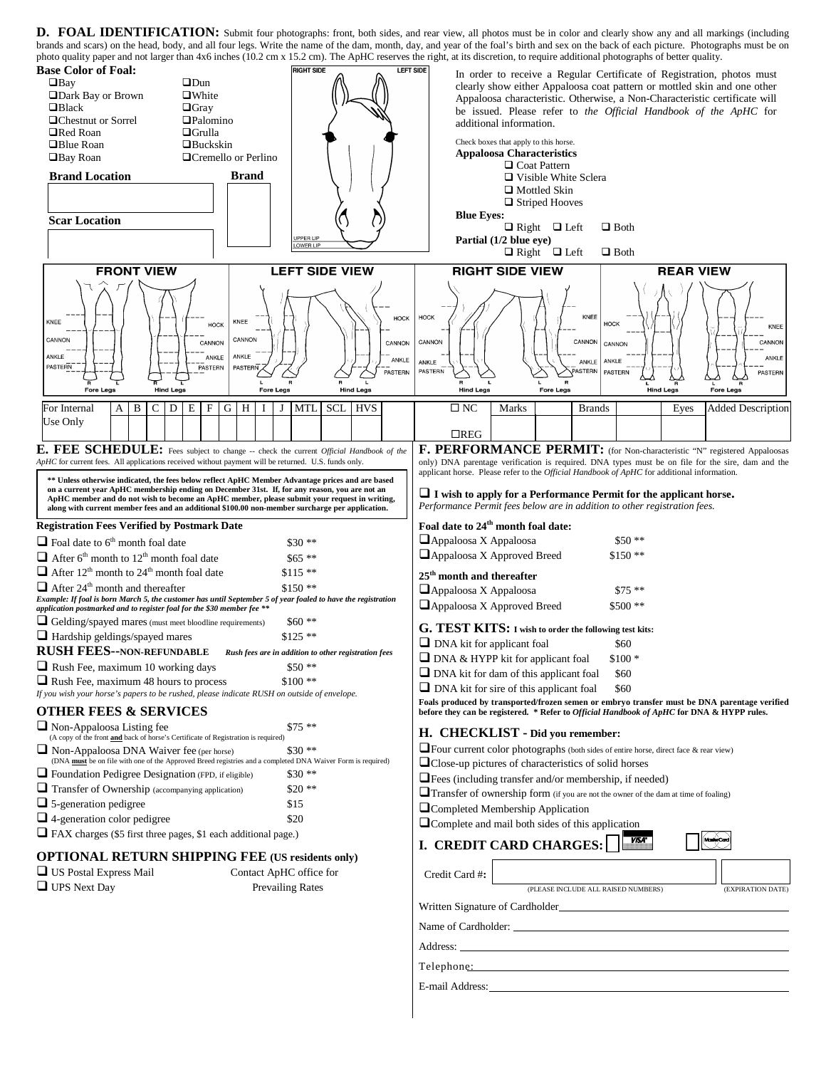**D. FOAL IDENTIFICATION:** Submit four photographs: front, both sides, and rear view, all photos must be in color and clearly show any and all markings (including brands and scars) on the head, body, and all four legs. Write the name of the dam, month, day, and year of the foal's birth and sex on the back of each picture. Photographs must be on photo quality paper and not larger than 4x6 inches (10.2 cm x 15.2 cm). The ApHC reserves the right, at its discretion, to require additional photographs of better quality.

**Base Color of Foal:**

- ❑ Bay
- ❑ Dark Bay or Brown
- ❑ Black
- ❑ Chestnut or Sorrel
- ❑ Red Roan
- ❑ Blue Roan
- ❑ Bay Roan
- ❑ Dun
- ❑ White
- ❑ Gray
- ❑ Palomino
- ❑ Grulla
- ❑ Buckskin
- ❑ Cremello or Perlino

**Brand Location** **Brand**

**Scar Location**

RIGHT SIDE LEFT SIDE

UPPER LIP
LOWER LIP

In order to receive a Regular Certificate of Registration, photos must clearly show either Appaloosa coat pattern or mottled skin and one other Appaloosa characteristic. Otherwise, a Non-Characteristic certificate will be issued. Please refer to *the Official Handbook of the ApHC* for additional information.

Check boxes that apply to this horse.

**Appaloosa Characteristics**

- ❑ Coat Pattern
- ❑ Visible White Sclera
- ❑ Mottled Skin
- ❑ Striped Hooves

**Blue Eyes:** ❑ Right ❑ Left ❑ Both

**Partial (1/2 blue eye)** ❑ Right ❑ Left ❑ Both

FRONT VIEW — KNEE, CANNON, ANKLE, PASTERN, HOCK — R L Fore Legs, R L Hind Legs

LEFT SIDE VIEW — KNEE, CANNON, ANKLE, PASTERN, HOCK — L R Fore Legs, R L Hind Legs

RIGHT SIDE VIEW — HOCK, CANNON, ANKLE, PASTERN, KNEE — R L Hind Legs, L R Fore Legs

REAR VIEW — HOCK, CANNON, ANKLE, PASTERN, KNEE — L R Hind Legs, L R Fore Legs

| For Internal Use Only | A | B | C | D | E | F | G | H | I | J | MTL | SCL | HVS | | ☐ NC ☐REG | Marks | | Brands | | Eyes | Added Description |
|---|---|---|---|---|---|---|---|---|---|---|---|---|---|---|---|---|---|---|---|---|---|

**E. FEE SCHEDULE:** Fees subject to change -- check the current *Official Handbook of the ApHC* for current fees. All applications received without payment will be returned. U.S. funds only.

**\*\* Unless otherwise indicated, the fees below reflect ApHC Member Advantage prices and are based on a current year ApHC membership ending on December 31st. If, for any reason, you are not an ApHC member and do not wish to become an ApHC member, please submit your request in writing, along with current member fees and an additional $100.00 non-member surcharge per application.**

**Registration Fees Verified by Postmark Date**

- ❑ Foal date to 6th month foal date — $30 **
- ❑ After 6th month to 12th month foal date — $65 **
- ❑ After 12th month to 24th month foal date — $115 **
- ❑ After 24th month and thereafter — $150 **

*Example: If foal is born March 5, the customer has until September 5 of year foaled to have the registration application postmarked and to register foal for the $30 member fee **

- ❑ Gelding/spayed mares (must meet bloodline requirements) — $60 **
- ❑ Hardship geldings/spayed mares — $125 **

**RUSH FEES--NON-REFUNDABLE** *Rush fees are in addition to other registration fees*

- ❑ Rush Fee, maximum 10 working days — $50 **
- ❑ Rush Fee, maximum 48 hours to process — $100 **

*If you wish your horse's papers to be rushed, please indicate RUSH on outside of envelope.*

**OTHER FEES & SERVICES**

- ❑ Non-Appaloosa Listing fee — $75 **
  (A copy of the front **and** back of horse's Certificate of Registration is required)
- ❑ Non-Appaloosa DNA Waiver fee (per horse) — $30 **
  (DNA **must** be on file with one of the Approved Breed registries and a completed DNA Waiver Form is required)
- ❑ Foundation Pedigree Designation (FPD, if eligible) — $30 **
- ❑ Transfer of Ownership (accompanying application) — $20 **
- ❑ 5-generation pedigree — $15
- ❑ 4-generation color pedigree — $20
- ❑ FAX charges ($5 first three pages, $1 each additional page.)

**OPTIONAL RETURN SHIPPING FEE (US residents only)**

- ❑ US Postal Express Mail — Contact ApHC office for
- ❑ UPS Next Day — Prevailing Rates

**F. PERFORMANCE PERMIT:** (for Non-characteristic "N" registered Appaloosas only) DNA parentage verification is required. DNA types must be on file for the sire, dam and the applicant horse. Please refer to the *Official Handbook of ApHC* for additional information.

❑ **I wish to apply for a Performance Permit for the applicant horse.**
*Performance Permit fees below are in addition to other registration fees.*

**Foal date to 24th month foal date:**

- ❑ Appaloosa X Appaloosa — $50 **
- ❑ Appaloosa X Approved Breed — $150 **

**25th month and thereafter**

- ❑ Appaloosa X Appaloosa — $75 **
- ❑ Appaloosa X Approved Breed — $500 **

**G. TEST KITS: I wish to order the following test kits:**

- ❑ DNA kit for applicant foal — $60
- ❑ DNA & HYPP kit for applicant foal — $100 *
- ❑ DNA kit for dam of this applicant foal — $60
- ❑ DNA kit for sire of this applicant foal — $60

**Foals produced by transported/frozen semen or embryo transfer must be DNA parentage verified before they can be registered. \* Refer to *Official Handbook of ApHC* for DNA & HYPP rules.**

**H. CHECKLIST - Did you remember:**

- ❑ Four current color photographs (both sides of entire horse, direct face & rear view)
- ❑ Close-up pictures of characteristics of solid horses
- ❑ Fees (including transfer and/or membership, if needed)
- ❑ Transfer of ownership form (if you are not the owner of the dam at time of foaling)
- ❑ Completed Membership Application
- ❑ Complete and mail both sides of this application

**I. CREDIT CARD CHARGES:** ☐ VISA ☐ MasterCard

Credit Card #: ______________________ (PLEASE INCLUDE ALL RAISED NUMBERS) ________ (EXPIRATION DATE)

Written Signature of Cardholder ______________________

Name of Cardholder: ______________________

Address: ______________________

Telephone: ______________________

E-mail Address: ______________________